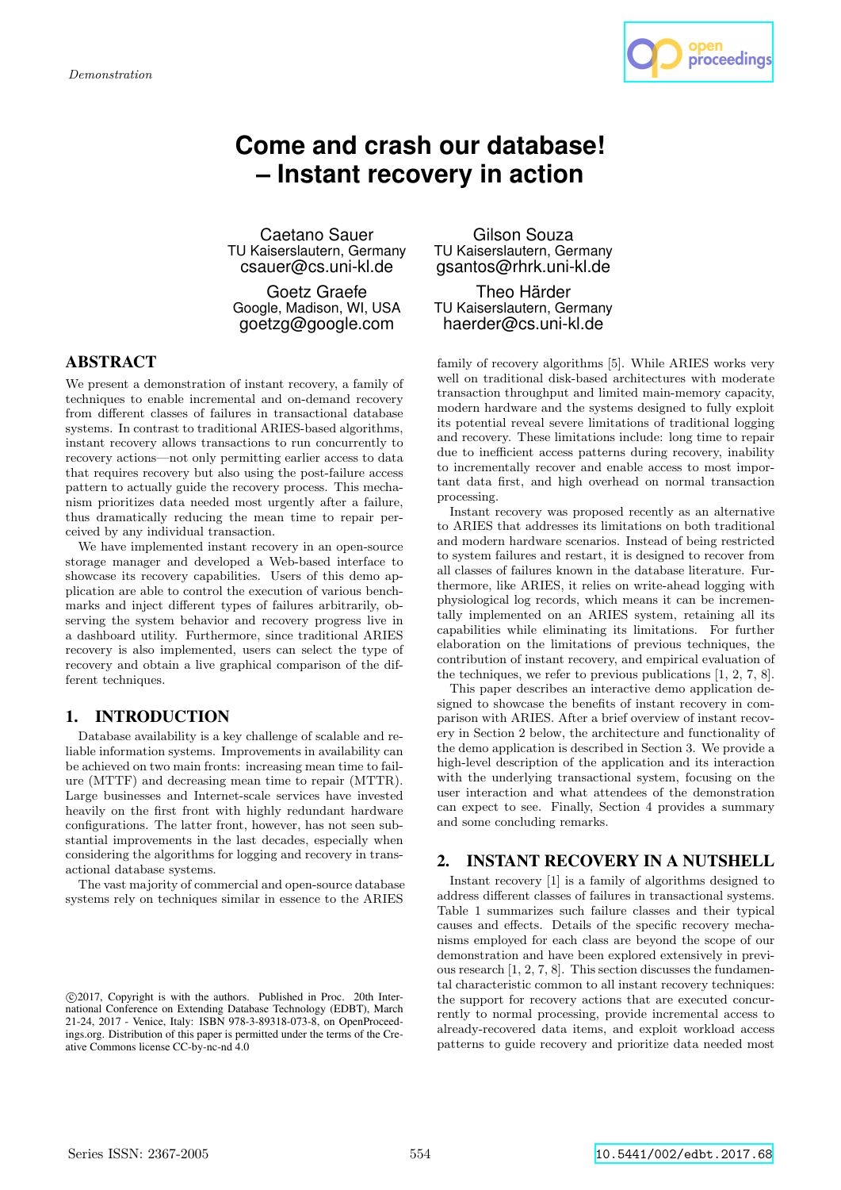*Demonstration*

# Come and crash our database! – Instant recovery in action

Caetano Sauer
TU Kaiserslautern, Germany
csauer@cs.uni-kl.de

Gilson Souza
TU Kaiserslautern, Germany
gsantos@rhrk.uni-kl.de

Goetz Graefe
Google, Madison, WI, USA
goetzg@google.com

Theo Härder
TU Kaiserslautern, Germany
haerder@cs.uni-kl.de

## ABSTRACT

We present a demonstration of instant recovery, a family of techniques to enable incremental and on-demand recovery from different classes of failures in transactional database systems. In contrast to traditional ARIES-based algorithms, instant recovery allows transactions to run concurrently to recovery actions—not only permitting earlier access to data that requires recovery but also using the post-failure access pattern to actually guide the recovery process. This mechanism prioritizes data needed most urgently after a failure, thus dramatically reducing the mean time to repair perceived by any individual transaction.

We have implemented instant recovery in an open-source storage manager and developed a Web-based interface to showcase its recovery capabilities. Users of this demo application are able to control the execution of various benchmarks and inject different types of failures arbitrarily, observing the system behavior and recovery progress live in a dashboard utility. Furthermore, since traditional ARIES recovery is also implemented, users can select the type of recovery and obtain a live graphical comparison of the different techniques.

## 1. INTRODUCTION

Database availability is a key challenge of scalable and reliable information systems. Improvements in availability can be achieved on two main fronts: increasing mean time to failure (MTTF) and decreasing mean time to repair (MTTR). Large businesses and Internet-scale services have invested heavily on the first front with highly redundant hardware configurations. The latter front, however, has not seen substantial improvements in the last decades, especially when considering the algorithms for logging and recovery in transactional database systems.

The vast majority of commercial and open-source database systems rely on techniques similar in essence to the ARIES family of recovery algorithms [5]. While ARIES works very well on traditional disk-based architectures with moderate transaction throughput and limited main-memory capacity, modern hardware and the systems designed to fully exploit its potential reveal severe limitations of traditional logging and recovery. These limitations include: long time to repair due to inefficient access patterns during recovery, inability to incrementally recover and enable access to most important data first, and high overhead on normal transaction processing.

Instant recovery was proposed recently as an alternative to ARIES that addresses its limitations on both traditional and modern hardware scenarios. Instead of being restricted to system failures and restart, it is designed to recover from all classes of failures known in the database literature. Furthermore, like ARIES, it relies on write-ahead logging with physiological log records, which means it can be incrementally implemented on an ARIES system, retaining all its capabilities while eliminating its limitations. For further elaboration on the limitations of previous techniques, the contribution of instant recovery, and empirical evaluation of the techniques, we refer to previous publications [1, 2, 7, 8].

This paper describes an interactive demo application designed to showcase the benefits of instant recovery in comparison with ARIES. After a brief overview of instant recovery in Section 2 below, the architecture and functionality of the demo application is described in Section 3. We provide a high-level description of the application and its interaction with the underlying transactional system, focusing on the user interaction and what attendees of the demonstration can expect to see. Finally, Section 4 provides a summary and some concluding remarks.

## 2. INSTANT RECOVERY IN A NUTSHELL

Instant recovery [1] is a family of algorithms designed to address different classes of failures in transactional systems. Table 1 summarizes such failure classes and their typical causes and effects. Details of the specific recovery mechanisms employed for each class are beyond the scope of our demonstration and have been explored extensively in previous research [1, 2, 7, 8]. This section discusses the fundamental characteristic common to all instant recovery techniques: the support for recovery actions that are executed concurrently to normal processing, provide incremental access to already-recovered data items, and exploit workload access patterns to guide recovery and prioritize data needed most

©2017, Copyright is with the authors. Published in Proc. 20th International Conference on Extending Database Technology (EDBT), March 21-24, 2017 - Venice, Italy: ISBN 978-3-89318-073-8, on OpenProceedings.org. Distribution of this paper is permitted under the terms of the Creative Commons license CC-by-nc-nd 4.0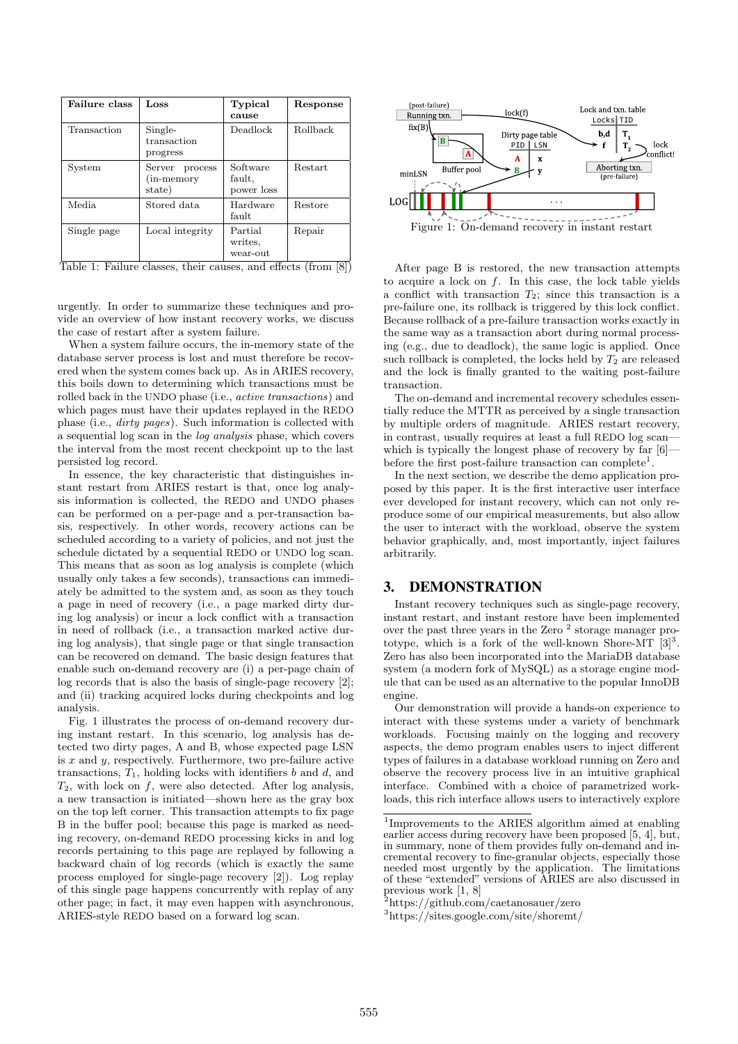| Failure class | Loss | Typical cause | Response |
|---|---|---|---|
| Transaction | Single-transaction progress | Deadlock | Rollback |
| System | Server process (in-memory state) | Software fault, power loss | Restart |
| Media | Stored data | Hardware fault | Restore |
| Single page | Local integrity | Partial writes, wear-out | Repair |

Table 1: Failure classes, their causes, and effects (from [8])

urgently. In order to summarize these techniques and provide an overview of how instant recovery works, we discuss the case of restart after a system failure.

When a system failure occurs, the in-memory state of the database server process is lost and must therefore be recovered when the system comes back up. As in ARIES recovery, this boils down to determining which transactions must be rolled back in the UNDO phase (i.e., *active transactions*) and which pages must have their updates replayed in the REDO phase (i.e., *dirty pages*). Such information is collected with a sequential log scan in the *log analysis* phase, which covers the interval from the most recent checkpoint up to the last persisted log record.

In essence, the key characteristic that distinguishes instant restart from ARIES restart is that, once log analysis information is collected, the REDO and UNDO phases can be performed on a per-page and a per-transaction basis, respectively. In other words, recovery actions can be scheduled according to a variety of policies, and not just the schedule dictated by a sequential REDO or UNDO log scan. This means that as soon as log analysis is complete (which usually only takes a few seconds), transactions can immediately be admitted to the system and, as soon as they touch a page in need of recovery (i.e., a page marked dirty during log analysis) or incur a lock conflict with a transaction in need of rollback (i.e., a transaction marked active during log analysis), that single page or that single transaction can be recovered on demand. The basic design features that enable such on-demand recovery are (i) a per-page chain of log records that is also the basis of single-page recovery [2]; and (ii) tracking acquired locks during checkpoints and log analysis.

Fig. 1 illustrates the process of on-demand recovery during instant restart. In this scenario, log analysis has detected two dirty pages, A and B, whose expected page LSN is $x$ and $y$, respectively. Furthermore, two pre-failure active transactions, $T_1$, holding locks with identifiers $b$ and $d$, and $T_2$, with lock on $f$, were also detected. After log analysis, a new transaction is initiated—shown here as the gray box on the top left corner. This transaction attempts to fix page B in the buffer pool; because this page is marked as needing recovery, on-demand REDO processing kicks in and log records pertaining to this page are replayed by following a backward chain of log records (which is exactly the same process employed for single-page recovery [2]). Log replay of this single page happens concurrently with replay of any other page; in fact, it may even happen with asynchronous, ARIES-style REDO based on a forward log scan.

Figure 1: On-demand recovery in instant restart

After page B is restored, the new transaction attempts to acquire a lock on $f$. In this case, the lock table yields a conflict with transaction $T_2$; since this transaction is a pre-failure one, its rollback is triggered by this lock conflict. Because rollback of a pre-failure transaction works exactly in the same way as a transaction abort during normal processing (e.g., due to deadlock), the same logic is applied. Once such rollback is completed, the locks held by $T_2$ are released and the lock is finally granted to the waiting post-failure transaction.

The on-demand and incremental recovery schedules essentially reduce the MTTR as perceived by a single transaction by multiple orders of magnitude. ARIES restart recovery, in contrast, usually requires at least a full REDO log scan—which is typically the longest phase of recovery by far [6]—before the first post-failure transaction can complete[1].

In the next section, we describe the demo application proposed by this paper. It is the first interactive user interface ever developed for instant recovery, which can not only reproduce some of our empirical measurements, but also allow the user to interact with the workload, observe the system behavior graphically, and, most importantly, inject failures arbitrarily.

## 3. DEMONSTRATION

Instant recovery techniques such as single-page recovery, instant restart, and instant restore have been implemented over the past three years in the Zero [2] storage manager prototype, which is a fork of the well-known Shore-MT [3][3]. Zero has also been incorporated into the MariaDB database system (a modern fork of MySQL) as a storage engine module that can be used as an alternative to the popular InnoDB engine.

Our demonstration will provide a hands-on experience to interact with these systems under a variety of benchmark workloads. Focusing mainly on the logging and recovery aspects, the demo program enables users to inject different types of failures in a database workload running on Zero and observe the recovery process live in an intuitive graphical interface. Combined with a choice of parametrized workloads, this rich interface allows users to interactively explore

[1]Improvements to the ARIES algorithm aimed at enabling earlier access during recovery have been proposed [5, 4], but, in summary, none of them provides fully on-demand and incremental recovery to fine-granular objects, especially those needed most urgently by the application. The limitations of these "extended" versions of ARIES are also discussed in previous work [1, 8]

[2]https://github.com/caetanosauer/zero

[3]https://sites.google.com/site/shoremt/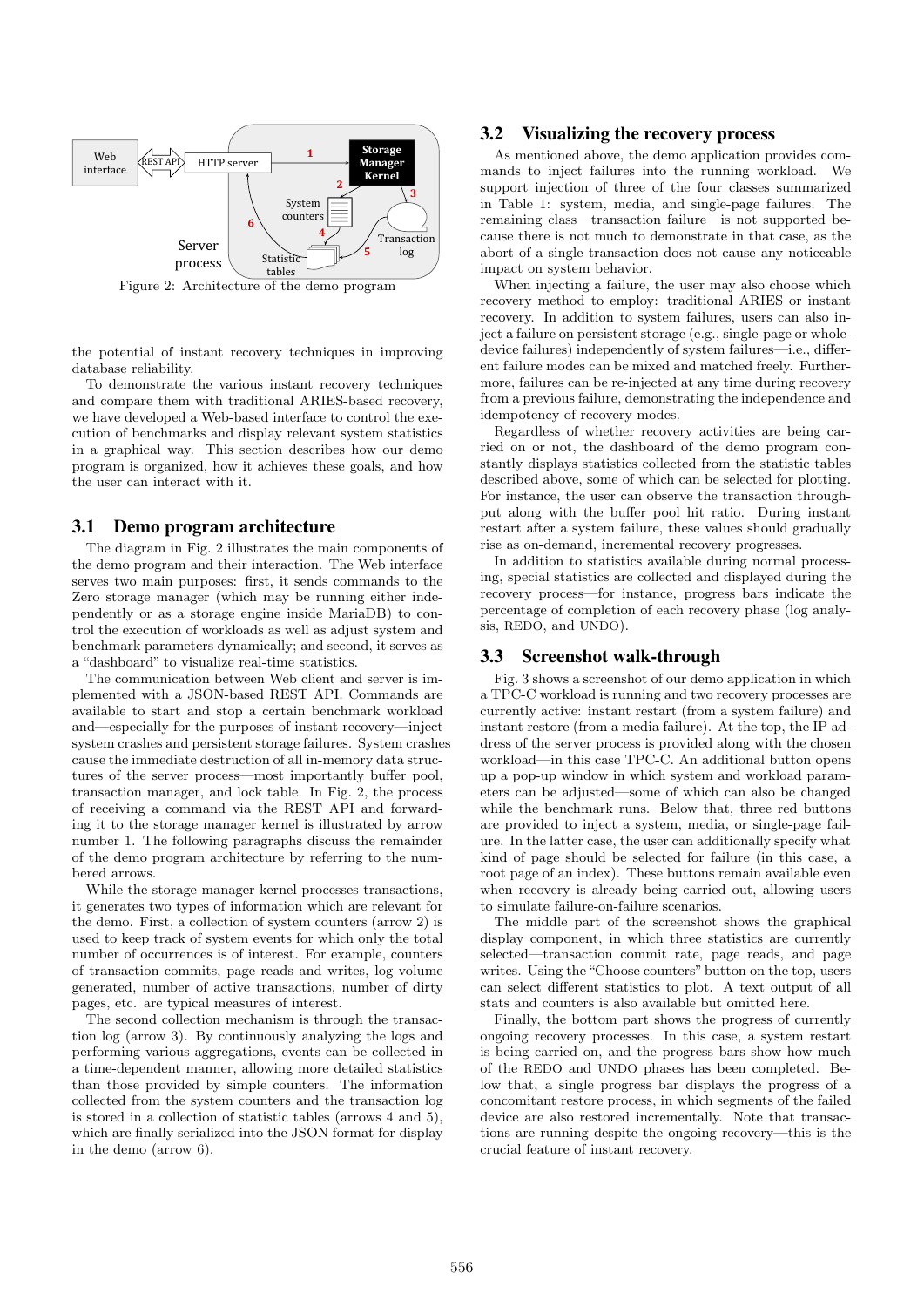Figure 2: Architecture of the demo program

the potential of instant recovery techniques in improving database reliability.

To demonstrate the various instant recovery techniques and compare them with traditional ARIES-based recovery, we have developed a Web-based interface to control the execution of benchmarks and display relevant system statistics in a graphical way. This section describes how our demo program is organized, how it achieves these goals, and how the user can interact with it.

## 3.1 Demo program architecture

The diagram in Fig. 2 illustrates the main components of the demo program and their interaction. The Web interface serves two main purposes: first, it sends commands to the Zero storage manager (which may be running either independently or as a storage engine inside MariaDB) to control the execution of workloads as well as adjust system and benchmark parameters dynamically; and second, it serves as a "dashboard" to visualize real-time statistics.

The communication between Web client and server is implemented with a JSON-based REST API. Commands are available to start and stop a certain benchmark workload and—especially for the purposes of instant recovery—inject system crashes and persistent storage failures. System crashes cause the immediate destruction of all in-memory data structures of the server process—most importantly buffer pool, transaction manager, and lock table. In Fig. 2, the process of receiving a command via the REST API and forwarding it to the storage manager kernel is illustrated by arrow number 1. The following paragraphs discuss the remainder of the demo program architecture by referring to the numbered arrows.

While the storage manager kernel processes transactions, it generates two types of information which are relevant for the demo. First, a collection of system counters (arrow 2) is used to keep track of system events for which only the total number of occurrences is of interest. For example, counters of transaction commits, page reads and writes, log volume generated, number of active transactions, number of dirty pages, etc. are typical measures of interest.

The second collection mechanism is through the transaction log (arrow 3). By continuously analyzing the logs and performing various aggregations, events can be collected in a time-dependent manner, allowing more detailed statistics than those provided by simple counters. The information collected from the system counters and the transaction log is stored in a collection of statistic tables (arrows 4 and 5), which are finally serialized into the JSON format for display in the demo (arrow 6).

## 3.2 Visualizing the recovery process

As mentioned above, the demo application provides commands to inject failures into the running workload. We support injection of three of the four classes summarized in Table 1: system, media, and single-page failures. The remaining class—transaction failure—is not supported because there is not much to demonstrate in that case, as the abort of a single transaction does not cause any noticeable impact on system behavior.

When injecting a failure, the user may also choose which recovery method to employ: traditional ARIES or instant recovery. In addition to system failures, users can also inject a failure on persistent storage (e.g., single-page or whole-device failures) independently of system failures—i.e., different failure modes can be mixed and matched freely. Furthermore, failures can be re-injected at any time during recovery from a previous failure, demonstrating the independence and idempotency of recovery modes.

Regardless of whether recovery activities are being carried on or not, the dashboard of the demo program constantly displays statistics collected from the statistic tables described above, some of which can be selected for plotting. For instance, the user can observe the transaction throughput along with the buffer pool hit ratio. During instant restart after a system failure, these values should gradually rise as on-demand, incremental recovery progresses.

In addition to statistics available during normal processing, special statistics are collected and displayed during the recovery process—for instance, progress bars indicate the percentage of completion of each recovery phase (log analysis, REDO, and UNDO).

## 3.3 Screenshot walk-through

Fig. 3 shows a screenshot of our demo application in which a TPC-C workload is running and two recovery processes are currently active: instant restart (from a system failure) and instant restore (from a media failure). At the top, the IP address of the server process is provided along with the chosen workload—in this case TPC-C. An additional button opens up a pop-up window in which system and workload parameters can be adjusted—some of which can also be changed while the benchmark runs. Below that, three red buttons are provided to inject a system, media, or single-page failure. In the latter case, the user can additionally specify what kind of page should be selected for failure (in this case, a root page of an index). These buttons remain available even when recovery is already being carried out, allowing users to simulate failure-on-failure scenarios.

The middle part of the screenshot shows the graphical display component, in which three statistics are currently selected—transaction commit rate, page reads, and page writes. Using the "Choose counters" button on the top, users can select different statistics to plot. A text output of all stats and counters is also available but omitted here.

Finally, the bottom part shows the progress of currently ongoing recovery processes. In this case, a system restart is being carried on, and the progress bars show how much of the REDO and UNDO phases has been completed. Below that, a single progress bar displays the progress of a concomitant restore process, in which segments of the failed device are also restored incrementally. Note that transactions are running despite the ongoing recovery—this is the crucial feature of instant recovery.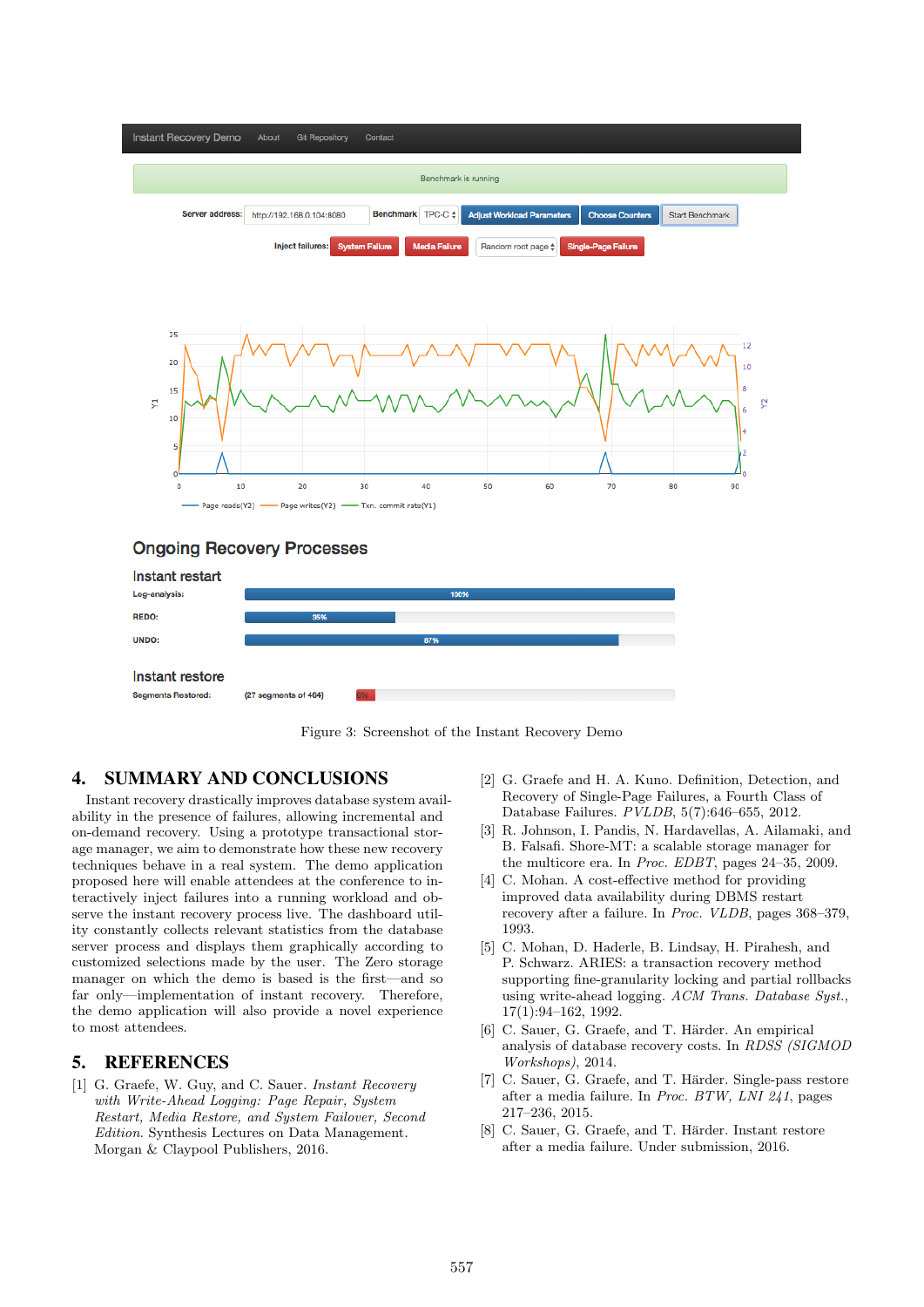Instant Recovery Demo About Git Repository Contact

Benchmark is running

Server address: http://192.168.0.104:8080 Benchmark TPC-C Adjust Workload Parameters Choose Counters Start Benchmark

Inject failures: System Failure Media Failure Random root page Single-Page Failure

Y1

25
20
15
10
5
0

0 10 20 30 40 50 60 70 80 90

Y2

12
10
8
6
4
2
0

Page reads(Y2) Page writes(Y2) Txn. commit rate(Y1)

Ongoing Recovery Processes

Instant restart

Log-analysis: 100%

REDO: 35%

UNDO: 87%

Instant restore

Segments Restored: (27 segments of 464) 6%

Figure 3: Screenshot of the Instant Recovery Demo

## 4. SUMMARY AND CONCLUSIONS

Instant recovery drastically improves database system availability in the presence of failures, allowing incremental and on-demand recovery. Using a prototype transactional storage manager, we aim to demonstrate how these new recovery techniques behave in a real system. The demo application proposed here will enable attendees at the conference to interactively inject failures into a running workload and observe the instant recovery process live. The dashboard utility constantly collects relevant statistics from the database server process and displays them graphically according to customized selections made by the user. The Zero storage manager on which the demo is based is the first—and so far only—implementation of instant recovery. Therefore, the demo application will also provide a novel experience to most attendees.

## 5. REFERENCES

[1] G. Graefe, W. Guy, and C. Sauer. *Instant Recovery with Write-Ahead Logging: Page Repair, System Restart, Media Restore, and System Failover, Second Edition*. Synthesis Lectures on Data Management. Morgan & Claypool Publishers, 2016.

[2] G. Graefe and H. A. Kuno. Definition, Detection, and Recovery of Single-Page Failures, a Fourth Class of Database Failures. *PVLDB*, 5(7):646–655, 2012.

[3] R. Johnson, I. Pandis, N. Hardavellas, A. Ailamaki, and B. Falsafi. Shore-MT: a scalable storage manager for the multicore era. In *Proc. EDBT*, pages 24–35, 2009.

[4] C. Mohan. A cost-effective method for providing improved data availability during DBMS restart recovery after a failure. In *Proc. VLDB*, pages 368–379, 1993.

[5] C. Mohan, D. Haderle, B. Lindsay, H. Pirahesh, and P. Schwarz. ARIES: a transaction recovery method supporting fine-granularity locking and partial rollbacks using write-ahead logging. *ACM Trans. Database Syst.*, 17(1):94–162, 1992.

[6] C. Sauer, G. Graefe, and T. Härder. An empirical analysis of database recovery costs. In *RDSS (SIGMOD Workshops)*, 2014.

[7] C. Sauer, G. Graefe, and T. Härder. Single-pass restore after a media failure. In *Proc. BTW, LNI 241*, pages 217–236, 2015.

[8] C. Sauer, G. Graefe, and T. Härder. Instant restore after a media failure. Under submission, 2016.